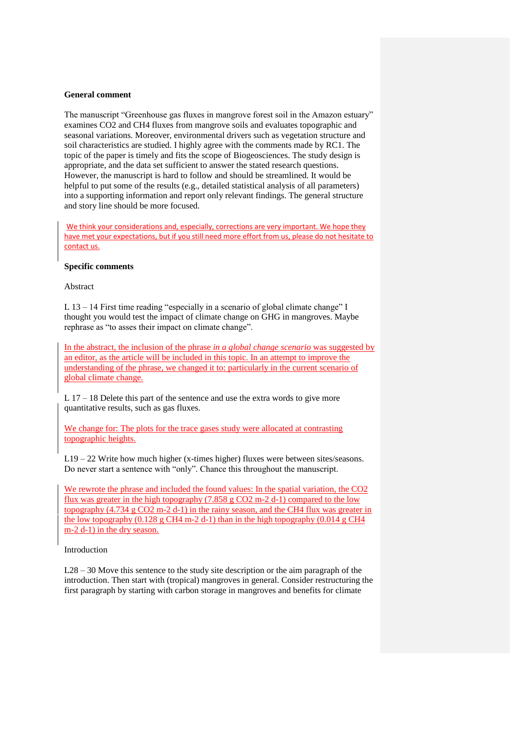**General comment**

The manuscript "Greenhouse gas fluxes in mangrove forest soil in the Amazon estuary" examines $CO_2$ and $CH_4$ fluxes from mangrove soils and evaluates topographic and seasonal variations. Moreover, environmental drivers such as vegetation structure and soil characteristics are studied. I highly agree with the comments made by RC1. The topic of the paper is timely and fits the scope of Biogeosciences. The study design is appropriate, and the data set sufficient to answer the stated research questions. However, the manuscript is hard to follow and should be streamlined. It would be helpful to put some of the results (e.g., detailed statistical analysis of all parameters) into a supporting information and report only relevant findings. The general structure and story line should be more focused.

We think your considerations and, especially, corrections are very important. We hope they have met your expectations, but if you still need more effort from us, please do not hesitate to contact us.

**Specific comments**

Abstract

L 13 – 14 First time reading "especially in a scenario of global climate change" I thought you would test the impact of climate change on GHG in mangroves. Maybe rephrase as "to asses their impact on climate change".

In the abstract, the inclusion of the phrase *in a global change scenario* was suggested by an editor, as the article will be included in this topic. In an attempt to improve the understanding of the phrase, we changed it to: particularly in the current scenario of global climate change.

L 17 – 18 Delete this part of the sentence and use the extra words to give more quantitative results, such as gas fluxes.

We change for: The plots for the trace gases study were allocated at contrasting topographic heights.

L19 – 22 Write how much higher (x-times higher) fluxes were between sites/seasons. Do never start a sentence with "only". Chance this throughout the manuscript.

We rewrote the phrase and included the found values: In the spatial variation, the $CO_2$ flux was greater in the high topography (7.858 g $CO_2$ $m^{-2}$ $d^{-1}$) compared to the low topography (4.734 g $CO_2$ $m^{-2}$ $d^{-1}$) in the rainy season, and the $CH_4$ flux was greater in the low topography (0.128 g $CH_4$ $m^{-2}$ $d^{-1}$) than in the high topography (0.014 g $CH_4$ $m^{-2}$ $d^{-1}$) in the dry season.

Introduction

L28 – 30 Move this sentence to the study site description or the aim paragraph of the introduction. Then start with (tropical) mangroves in general. Consider restructuring the first paragraph by starting with carbon storage in mangroves and benefits for climate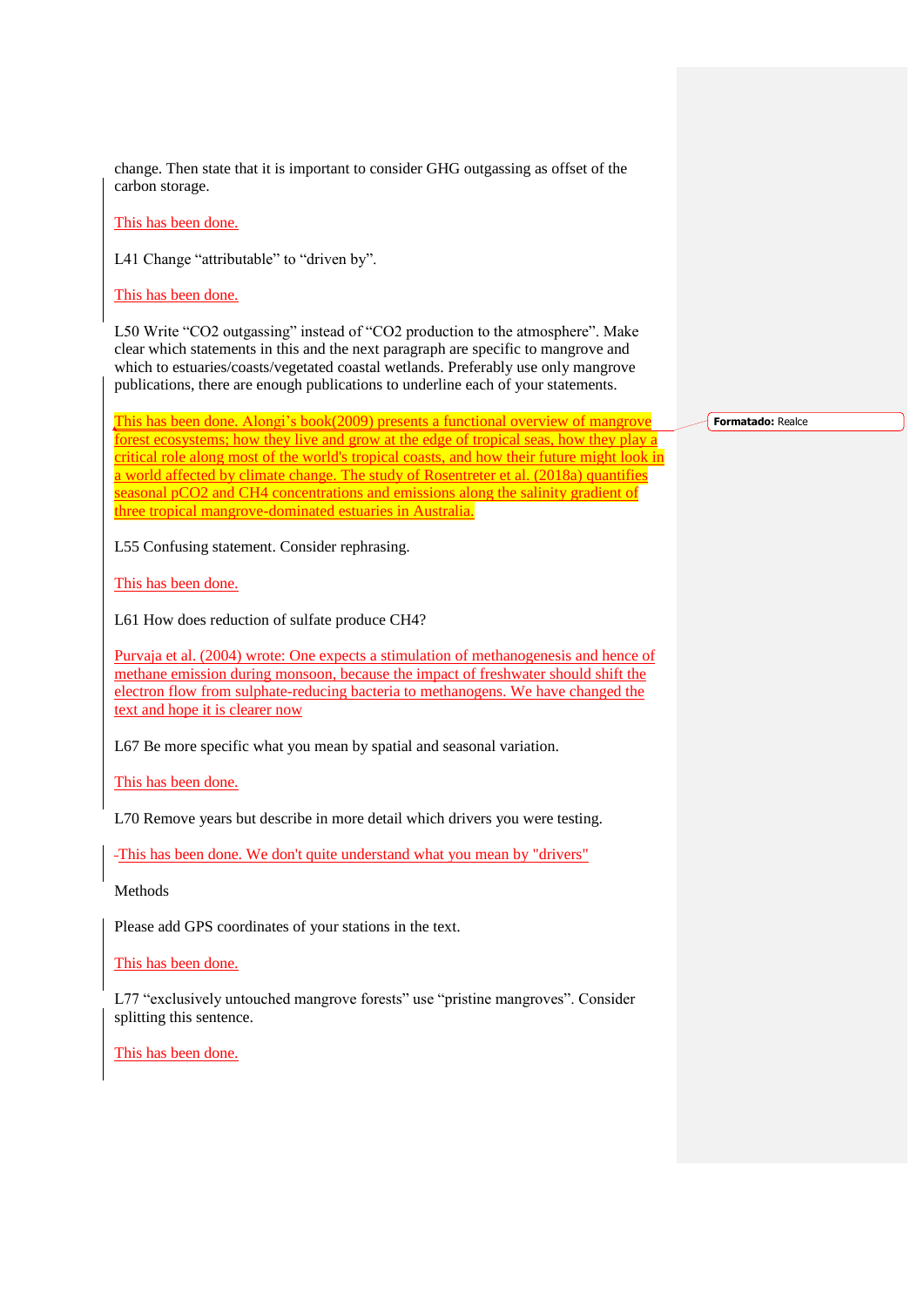change. Then state that it is important to consider GHG outgassing as offset of the carbon storage.

This has been done.

L41 Change “attributable” to “driven by”.

This has been done.

L50 Write “$CO_2$ outgassing” instead of “$CO_2$ production to the atmosphere”. Make clear which statements in this and the next paragraph are specific to mangrove and which to estuaries/coasts/vegetated coastal wetlands. Preferably use only mangrove publications, there are enough publications to underline each of your statements.

This has been done. Alongi’s book(2009) presents a functional overview of mangrove forest ecosystems; how they live and grow at the edge of tropical seas, how they play a critical role along most of the world's tropical coasts, and how their future might look in a world affected by climate change. The study of Rosentreter et al. (2018a) quantifies seasonal $pCO_2$ and $CH_4$ concentrations and emissions along the salinity gradient of three tropical mangrove-dominated estuaries in Australia.

Formatado: Realce

L55 Confusing statement. Consider rephrasing.

This has been done.

L61 How does reduction of sulfate produce $CH_4$?

Purvaja et al. (2004) wrote: One expects a stimulation of methanogenesis and hence of methane emission during monsoon, because the impact of freshwater should shift the electron flow from sulphate-reducing bacteria to methanogens. We have changed the text and hope it is clearer now

L67 Be more specific what you mean by spatial and seasonal variation.

This has been done.

L70 Remove years but describe in more detail which drivers you were testing.

-This has been done. We don't quite understand what you mean by "drivers"

Methods

Please add GPS coordinates of your stations in the text.

This has been done.

L77 “exclusively untouched mangrove forests” use “pristine mangroves”. Consider splitting this sentence.

This has been done.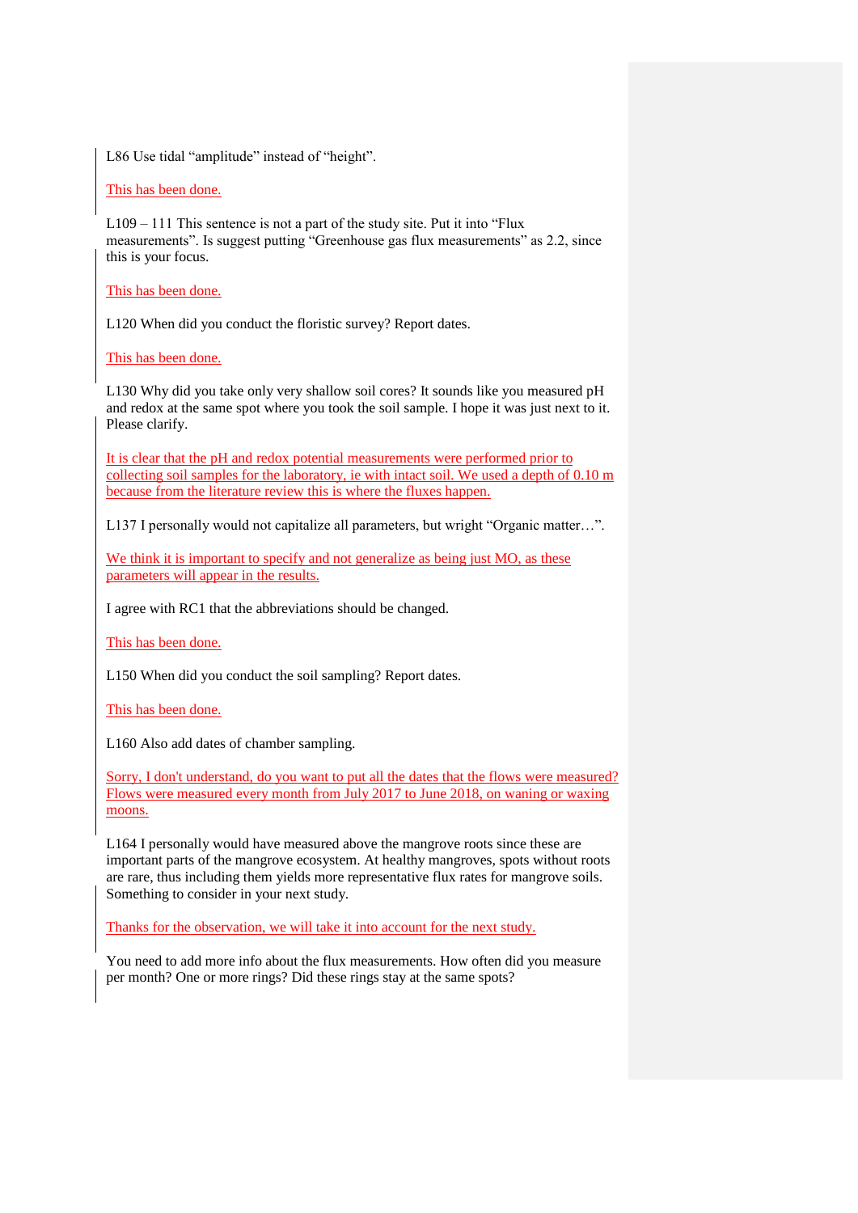L86 Use tidal “amplitude” instead of “height”.

This has been done.

L109 – 111 This sentence is not a part of the study site. Put it into “Flux measurements”. Is suggest putting “Greenhouse gas flux measurements” as 2.2, since this is your focus.

This has been done.

L120 When did you conduct the floristic survey? Report dates.

This has been done.

L130 Why did you take only very shallow soil cores? It sounds like you measured pH and redox at the same spot where you took the soil sample. I hope it was just next to it. Please clarify.

It is clear that the pH and redox potential measurements were performed prior to collecting soil samples for the laboratory, ie with intact soil. We used a depth of 0.10 m because from the literature review this is where the fluxes happen.

L137 I personally would not capitalize all parameters, but wright “Organic matter…”.

We think it is important to specify and not generalize as being just MO, as these parameters will appear in the results.

I agree with RC1 that the abbreviations should be changed.

This has been done.

L150 When did you conduct the soil sampling? Report dates.

This has been done.

L160 Also add dates of chamber sampling.

Sorry, I don't understand, do you want to put all the dates that the flows were measured? Flows were measured every month from July 2017 to June 2018, on waning or waxing moons.

L164 I personally would have measured above the mangrove roots since these are important parts of the mangrove ecosystem. At healthy mangroves, spots without roots are rare, thus including them yields more representative flux rates for mangrove soils. Something to consider in your next study.

Thanks for the observation, we will take it into account for the next study.

You need to add more info about the flux measurements. How often did you measure per month? One or more rings? Did these rings stay at the same spots?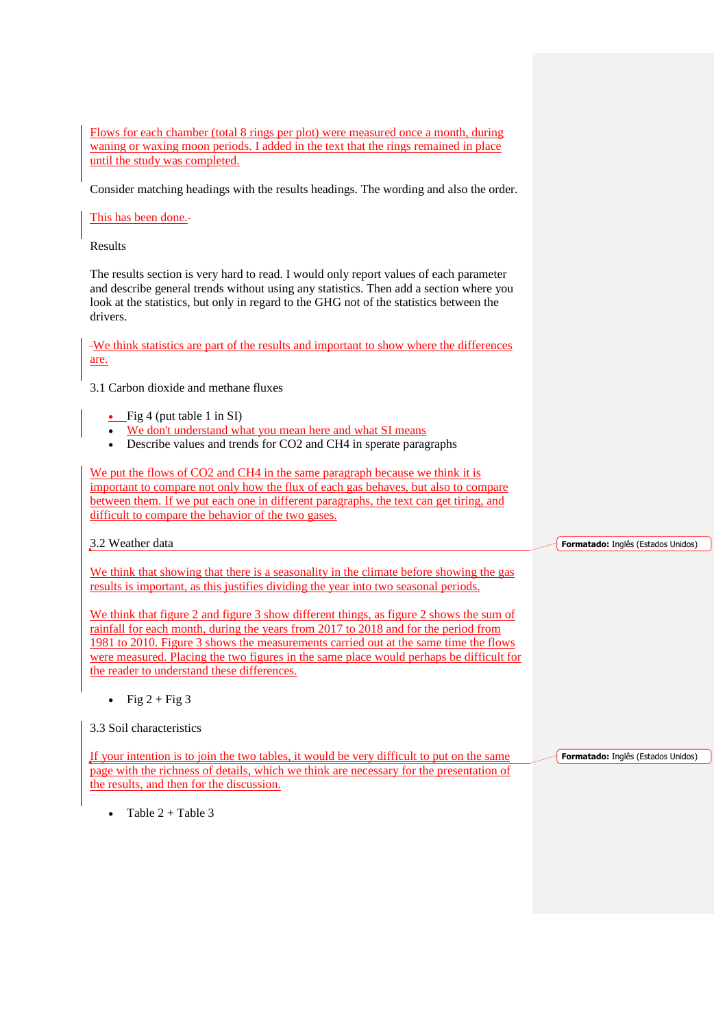Flows for each chamber (total 8 rings per plot) were measured once a month, during waning or waxing moon periods. I added in the text that the rings remained in place until the study was completed.

Consider matching headings with the results headings. The wording and also the order.

This has been done.

Results

The results section is very hard to read. I would only report values of each parameter and describe general trends without using any statistics. Then add a section where you look at the statistics, but only in regard to the GHG not of the statistics between the drivers.

-We think statistics are part of the results and important to show where the differences are.

3.1 Carbon dioxide and methane fluxes

- Fig 4 (put table 1 in SI)
- We don't understand what you mean here and what SI means
- Describe values and trends for CO2 and CH4 in sperate paragraphs

We put the flows of $CO_2$ and $CH_4$ in the same paragraph because we think it is important to compare not only how the flux of each gas behaves, but also to compare between them. If we put each one in different paragraphs, the text can get tiring, and difficult to compare the behavior of the two gases.

3.2 Weather data

We think that showing that there is a seasonality in the climate before showing the gas results is important, as this justifies dividing the year into two seasonal periods.

We think that figure 2 and figure 3 show different things, as figure 2 shows the sum of rainfall for each month, during the years from 2017 to 2018 and for the period from 1981 to 2010. Figure 3 shows the measurements carried out at the same time the flows were measured. Placing the two figures in the same place would perhaps be difficult for the reader to understand these differences.

- Fig 2 + Fig 3

3.3 Soil characteristics

If your intention is to join the two tables, it would be very difficult to put on the same page with the richness of details, which we think are necessary for the presentation of the results, and then for the discussion.

- Table 2 + Table 3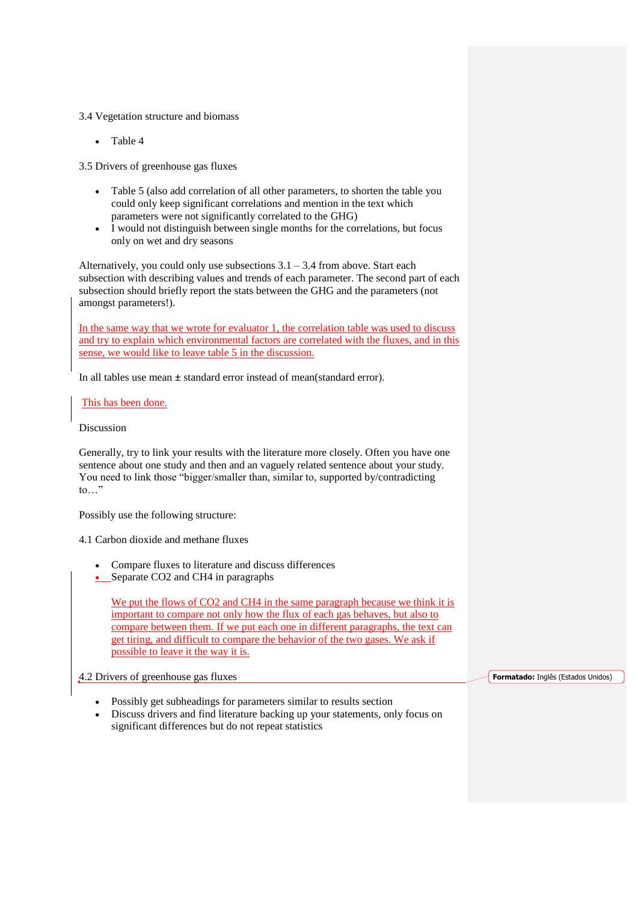3.4 Vegetation structure and biomass

- Table 4

3.5 Drivers of greenhouse gas fluxes

- Table 5 (also add correlation of all other parameters, to shorten the table you could only keep significant correlations and mention in the text which parameters were not significantly correlated to the GHG)
- I would not distinguish between single months for the correlations, but focus only on wet and dry seasons

Alternatively, you could only use subsections 3.1 – 3.4 from above. Start each subsection with describing values and trends of each parameter. The second part of each subsection should briefly report the stats between the GHG and the parameters (not amongst parameters!).

In the same way that we wrote for evaluator 1, the correlation table was used to discuss and try to explain which environmental factors are correlated with the fluxes, and in this sense, we would like to leave table 5 in the discussion.

In all tables use mean ± standard error instead of mean(standard error).

This has been done.

Discussion

Generally, try to link your results with the literature more closely. Often you have one sentence about one study and then and an vaguely related sentence about your study. You need to link those "bigger/smaller than, similar to, supported by/contradicting to…"

Possibly use the following structure:

4.1 Carbon dioxide and methane fluxes

- Compare fluxes to literature and discuss differences
- Separate $CO_2$ and $CH_4$ in paragraphs

  We put the flows of $CO_2$ and $CH_4$ in the same paragraph because we think it is important to compare not only how the flux of each gas behaves, but also to compare between them. If we put each one in different paragraphs, the text can get tiring, and difficult to compare the behavior of the two gases. We ask if possible to leave it the way it is.

4.2 Drivers of greenhouse gas fluxes

- Possibly get subheadings for parameters similar to results section
- Discuss drivers and find literature backing up your statements, only focus on significant differences but do not repeat statistics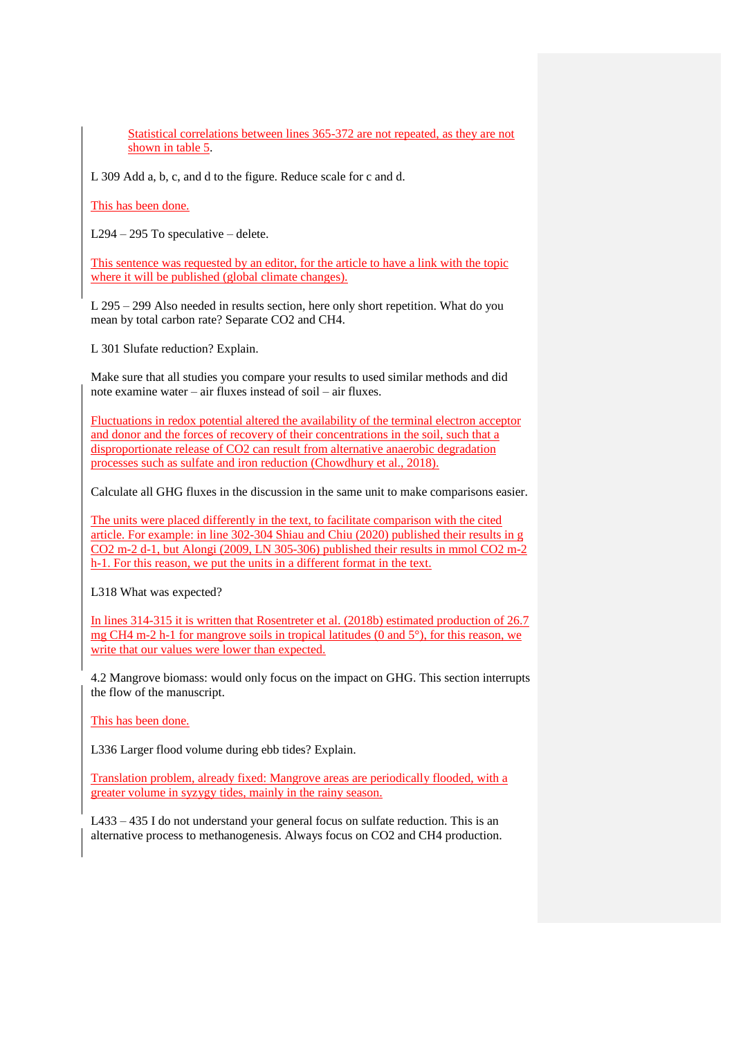Statistical correlations between lines 365-372 are not repeated, as they are not shown in table 5.

L 309 Add a, b, c, and d to the figure. Reduce scale for c and d.

This has been done.

L294 – 295 To speculative – delete.

This sentence was requested by an editor, for the article to have a link with the topic where it will be published (global climate changes).

L 295 – 299 Also needed in results section, here only short repetition. What do you mean by total carbon rate? Separate $CO_2$ and $CH_4$.

L 301 Slufate reduction? Explain.

Make sure that all studies you compare your results to used similar methods and did note examine water – air fluxes instead of soil – air fluxes.

Fluctuations in redox potential altered the availability of the terminal electron acceptor and donor and the forces of recovery of their concentrations in the soil, such that a disproportionate release of $CO_2$ can result from alternative anaerobic degradation processes such as sulfate and iron reduction (Chowdhury et al., 2018).

Calculate all GHG fluxes in the discussion in the same unit to make comparisons easier.

The units were placed differently in the text, to facilitate comparison with the cited article. For example: in line 302-304 Shiau and Chiu (2020) published their results in g $CO_2$ $m^{-2}$ $d^{-1}$, but Alongi (2009, LN 305-306) published their results in mmol $CO_2$ $m^{-2}$ $h^{-1}$. For this reason, we put the units in a different format in the text.

L318 What was expected?

In lines 314-315 it is written that Rosentreter et al. (2018b) estimated production of 26.7 mg $CH_4$ $m^{-2}$ $h^{-1}$ for mangrove soils in tropical latitudes (0 and 5°), for this reason, we write that our values were lower than expected.

4.2 Mangrove biomass: would only focus on the impact on GHG. This section interrupts the flow of the manuscript.

This has been done.

L336 Larger flood volume during ebb tides? Explain.

Translation problem, already fixed: Mangrove areas are periodically flooded, with a greater volume in syzygy tides, mainly in the rainy season.

L433 – 435 I do not understand your general focus on sulfate reduction. This is an alternative process to methanogenesis. Always focus on $CO_2$ and $CH_4$ production.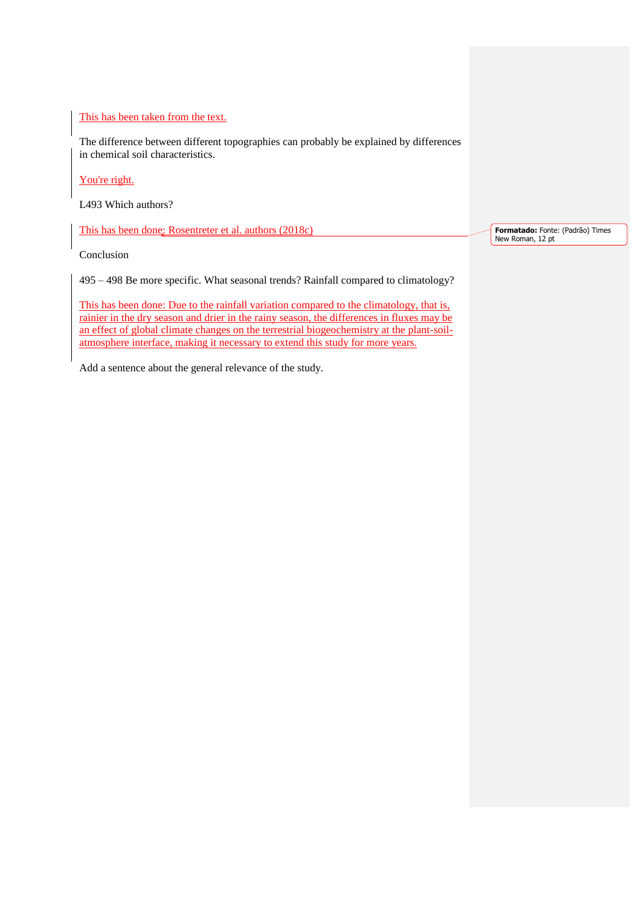This has been taken from the text.

The difference between different topographies can probably be explained by differences in chemical soil characteristics.

You're right.

L493 Which authors?

This has been done: Rosentreter et al. authors (2018c)

Formatado: Fonte: (Padrão) Times New Roman, 12 pt

Conclusion

495 – 498 Be more specific. What seasonal trends? Rainfall compared to climatology?

This has been done: Due to the rainfall variation compared to the climatology, that is, rainier in the dry season and drier in the rainy season, the differences in fluxes may be an effect of global climate changes on the terrestrial biogeochemistry at the plant-soil-atmosphere interface, making it necessary to extend this study for more years.

Add a sentence about the general relevance of the study.